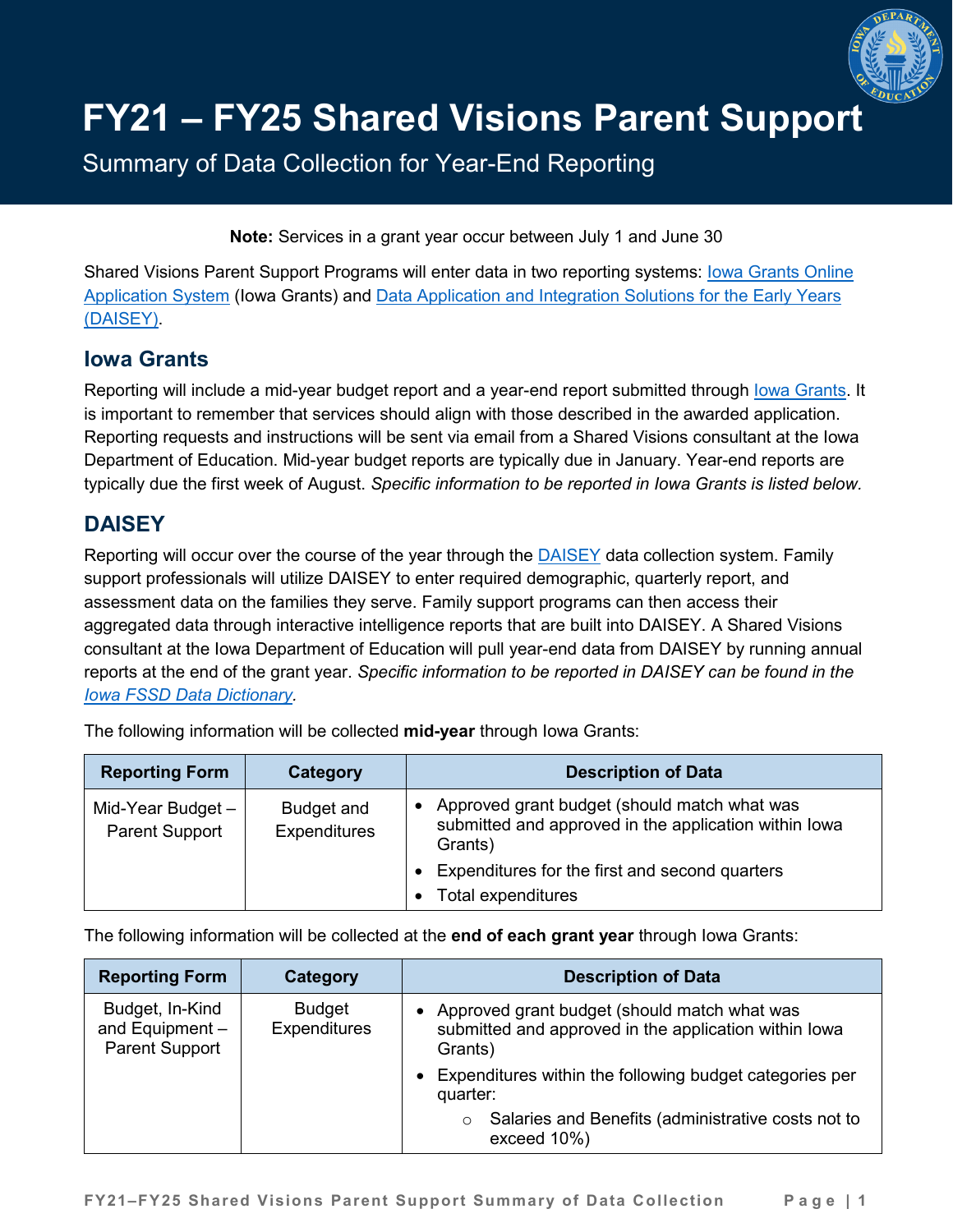# FY21 – FY25 Shared Visions Parent Support

Summary of Data Collection for Year-End Reporting

**Note:** Services in a grant year occur between July 1 and June 30

Shared Visions Parent Support Programs will enter data in two reporting systems: Iowa Grants Online Application System (Iowa Grants) and Data Application and Integration Solutions for the Early Years (DAISEY).

## Iowa Grants

Reporting will include a mid-year budget report and a year-end report submitted through Iowa Grants. It is important to remember that services should align with those described in the awarded application. Reporting requests and instructions will be sent via email from a Shared Visions consultant at the Iowa Department of Education. Mid-year budget reports are typically due in January. Year-end reports are typically due the first week of August. *Specific information to be reported in Iowa Grants is listed below.*

## DAISEY

Reporting will occur over the course of the year through the DAISEY data collection system. Family support professionals will utilize DAISEY to enter required demographic, quarterly report, and assessment data on the families they serve. Family support programs can then access their aggregated data through interactive intelligence reports that are built into DAISEY. A Shared Visions consultant at the Iowa Department of Education will pull year-end data from DAISEY by running annual reports at the end of the grant year. *Specific information to be reported in DAISEY can be found in the Iowa FSSD Data Dictionary.*

The following information will be collected **mid-year** through Iowa Grants:

| Reporting Form | Category | Description of Data |
|---|---|---|
| Mid-Year Budget – Parent Support | Budget and Expenditures | • Approved grant budget (should match what was submitted and approved in the application within Iowa Grants)<br>• Expenditures for the first and second quarters<br>• Total expenditures |

The following information will be collected at the **end of each grant year** through Iowa Grants:

| Reporting Form | Category | Description of Data |
|---|---|---|
| Budget, In-Kind and Equipment – Parent Support | Budget Expenditures | • Approved grant budget (should match what was submitted and approved in the application within Iowa Grants)<br>• Expenditures within the following budget categories per quarter:<br>  ○ Salaries and Benefits (administrative costs not to exceed 10%) |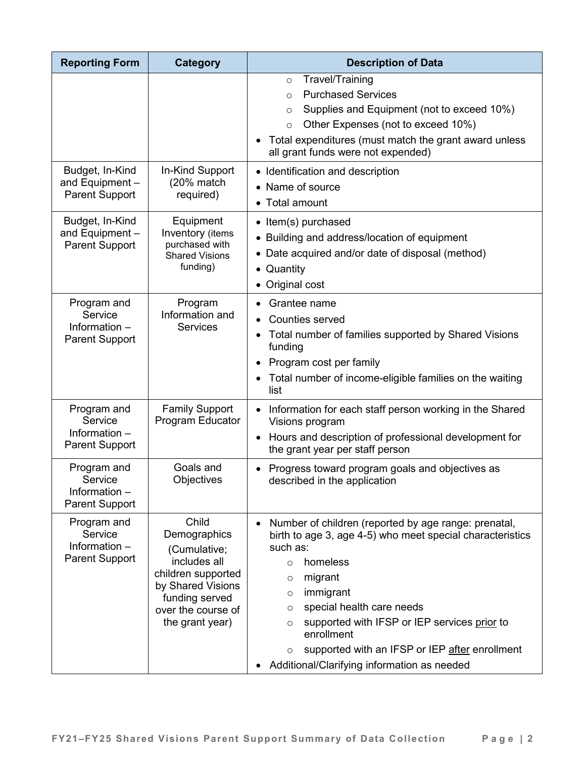| Reporting Form | Category | Description of Data |
|---|---|---|
| | | ○ Travel/Training<br>○ Purchased Services<br>○ Supplies and Equipment (not to exceed 10%)<br>○ Other Expenses (not to exceed 10%)<br>• Total expenditures (must match the grant award unless all grant funds were not expended) |
| Budget, In-Kind and Equipment – Parent Support | In-Kind Support (20% match required) | • Identification and description<br>• Name of source<br>• Total amount |
| Budget, In-Kind and Equipment – Parent Support | Equipment Inventory (items purchased with Shared Visions funding) | • Item(s) purchased<br>• Building and address/location of equipment<br>• Date acquired and/or date of disposal (method)<br>• Quantity<br>• Original cost |
| Program and Service Information – Parent Support | Program Information and Services | • Grantee name<br>• Counties served<br>• Total number of families supported by Shared Visions funding<br>• Program cost per family<br>• Total number of income-eligible families on the waiting list |
| Program and Service Information – Parent Support | Family Support Program Educator | • Information for each staff person working in the Shared Visions program<br>• Hours and description of professional development for the grant year per staff person |
| Program and Service Information – Parent Support | Goals and Objectives | • Progress toward program goals and objectives as described in the application |
| Program and Service Information – Parent Support | Child Demographics (Cumulative; includes all children supported by Shared Visions funding served over the course of the grant year) | • Number of children (reported by age range: prenatal, birth to age 3, age 4-5) who meet special characteristics such as:<br>○ homeless<br>○ migrant<br>○ immigrant<br>○ special health care needs<br>○ supported with IFSP or IEP services <u>prior</u> to enrollment<br>○ supported with an IFSP or IEP <u>after</u> enrollment<br>• Additional/Clarifying information as needed |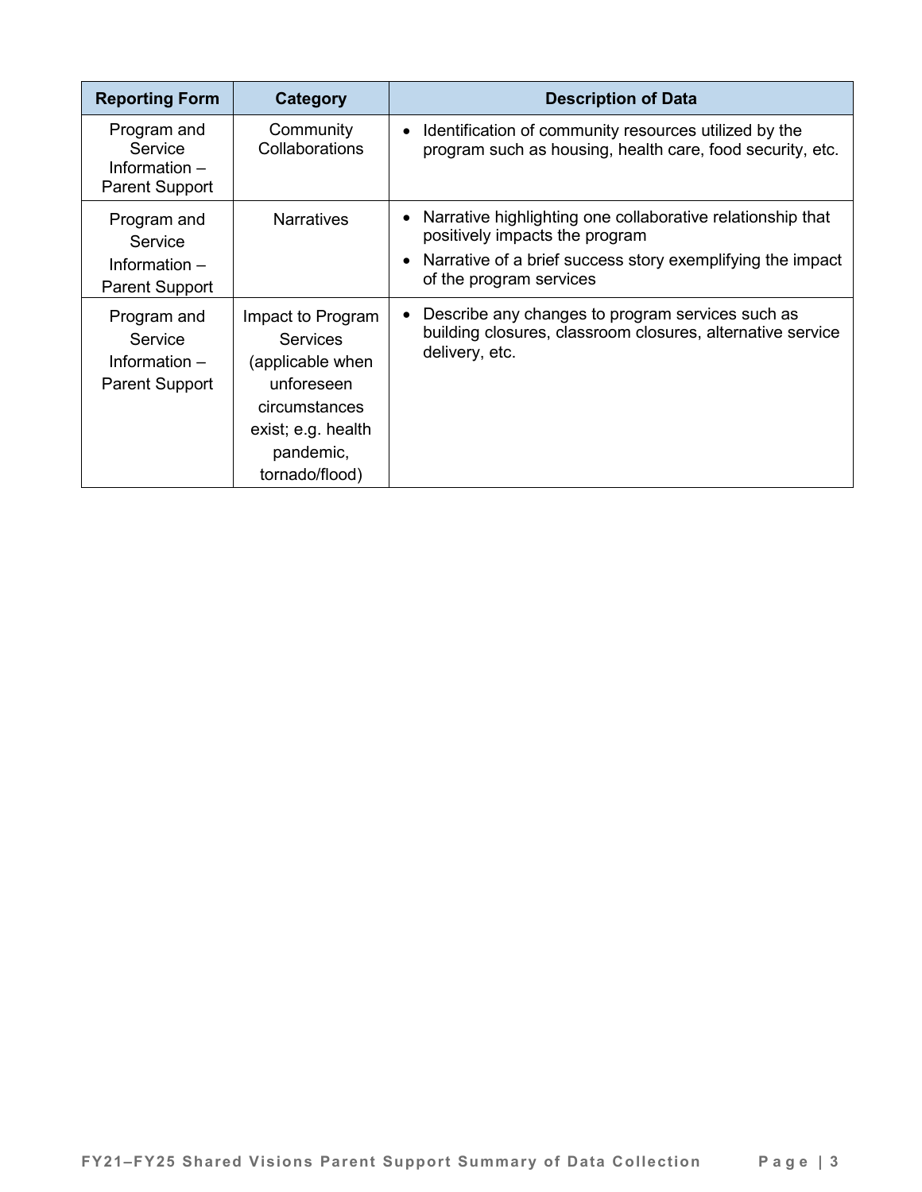| Reporting Form | Category | Description of Data |
|---|---|---|
| Program and Service Information – Parent Support | Community Collaborations | • Identification of community resources utilized by the program such as housing, health care, food security, etc. |
| Program and Service Information – Parent Support | Narratives | • Narrative highlighting one collaborative relationship that positively impacts the program<br>• Narrative of a brief success story exemplifying the impact of the program services |
| Program and Service Information – Parent Support | Impact to Program Services (applicable when unforeseen circumstances exist; e.g. health pandemic, tornado/flood) | • Describe any changes to program services such as building closures, classroom closures, alternative service delivery, etc. |